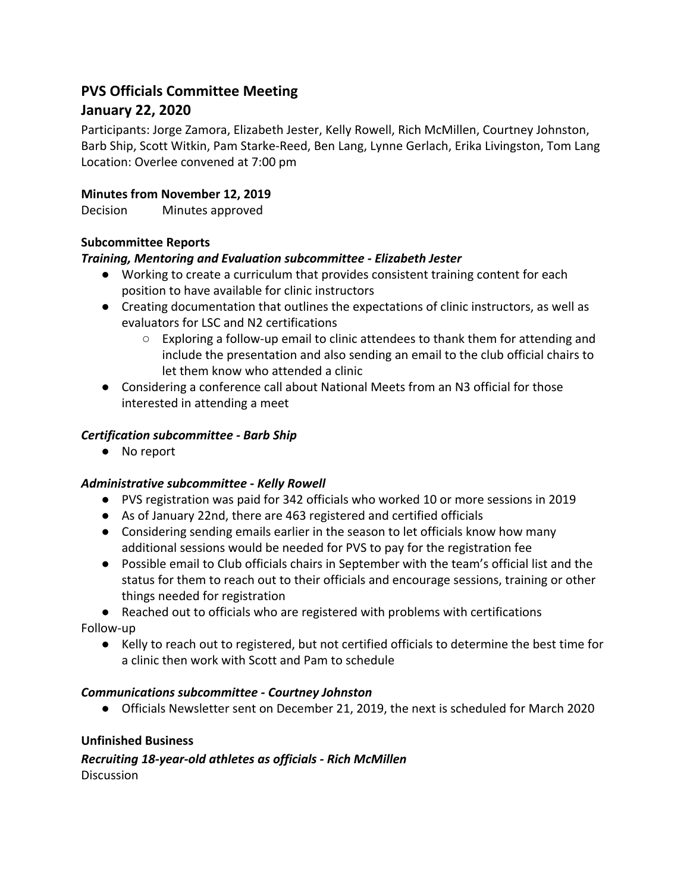# PVS Officials Committee Meeting
# January 22, 2020

Participants: Jorge Zamora, Elizabeth Jester, Kelly Rowell, Rich McMillen, Courtney Johnston, Barb Ship, Scott Witkin, Pam Starke-Reed, Ben Lang, Lynne Gerlach, Erika Livingston, Tom Lang
Location: Overlee convened at 7:00 pm

**Minutes from November 12, 2019**

Decision Minutes approved

**Subcommittee Reports**

***Training, Mentoring and Evaluation subcommittee - Elizabeth Jester***

- Working to create a curriculum that provides consistent training content for each position to have available for clinic instructors
- Creating documentation that outlines the expectations of clinic instructors, as well as evaluators for LSC and N2 certifications
  - Exploring a follow-up email to clinic attendees to thank them for attending and include the presentation and also sending an email to the club official chairs to let them know who attended a clinic
- Considering a conference call about National Meets from an N3 official for those interested in attending a meet

***Certification subcommittee - Barb Ship***

- No report

***Administrative subcommittee - Kelly Rowell***

- PVS registration was paid for 342 officials who worked 10 or more sessions in 2019
- As of January 22nd, there are 463 registered and certified officials
- Considering sending emails earlier in the season to let officials know how many additional sessions would be needed for PVS to pay for the registration fee
- Possible email to Club officials chairs in September with the team's official list and the status for them to reach out to their officials and encourage sessions, training or other things needed for registration
- Reached out to officials who are registered with problems with certifications

Follow-up

- Kelly to reach out to registered, but not certified officials to determine the best time for a clinic then work with Scott and Pam to schedule

***Communications subcommittee - Courtney Johnston***

- Officials Newsletter sent on December 21, 2019, the next is scheduled for March 2020

**Unfinished Business**

***Recruiting 18-year-old athletes as officials - Rich McMillen***

Discussion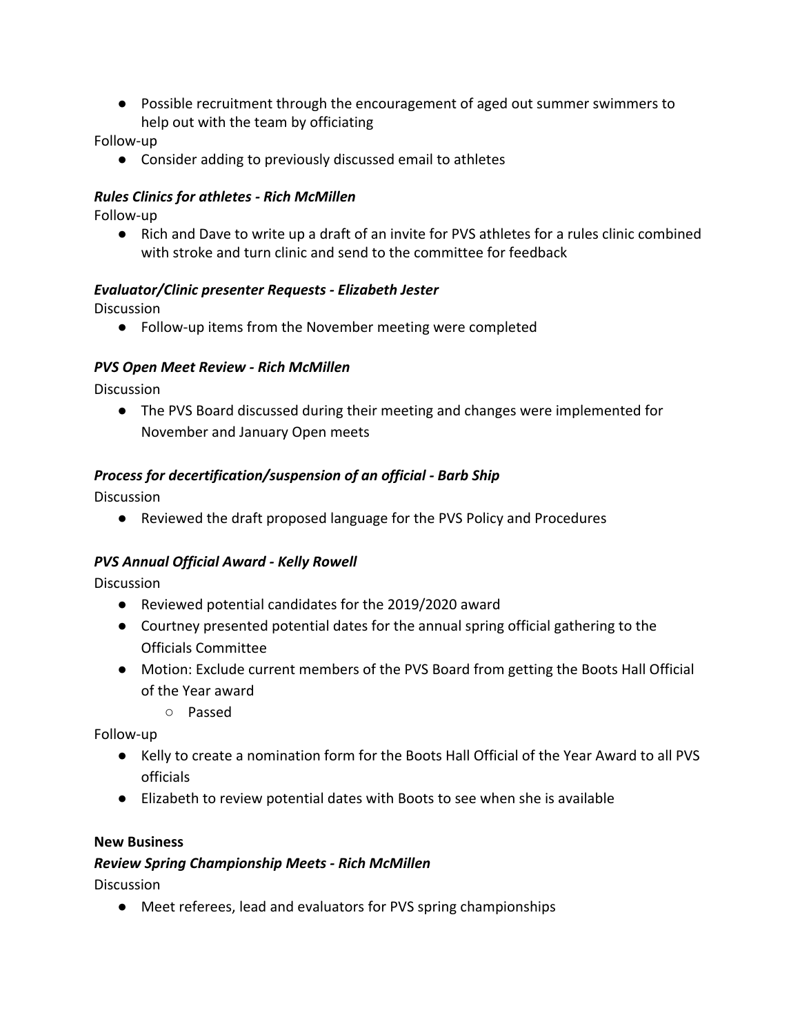- Possible recruitment through the encouragement of aged out summer swimmers to help out with the team by officiating

Follow-up

- Consider adding to previously discussed email to athletes

***Rules Clinics for athletes - Rich McMillen***

Follow-up

- Rich and Dave to write up a draft of an invite for PVS athletes for a rules clinic combined with stroke and turn clinic and send to the committee for feedback

***Evaluator/Clinic presenter Requests - Elizabeth Jester***

Discussion

- Follow-up items from the November meeting were completed

***PVS Open Meet Review - Rich McMillen***

Discussion

- The PVS Board discussed during their meeting and changes were implemented for November and January Open meets

***Process for decertification/suspension of an official - Barb Ship***

Discussion

- Reviewed the draft proposed language for the PVS Policy and Procedures

***PVS Annual Official Award - Kelly Rowell***

Discussion

- Reviewed potential candidates for the 2019/2020 award
- Courtney presented potential dates for the annual spring official gathering to the Officials Committee
- Motion: Exclude current members of the PVS Board from getting the Boots Hall Official of the Year award
    - Passed

Follow-up

- Kelly to create a nomination form for the Boots Hall Official of the Year Award to all PVS officials
- Elizabeth to review potential dates with Boots to see when she is available

**New Business**

***Review Spring Championship Meets - Rich McMillen***

Discussion

- Meet referees, lead and evaluators for PVS spring championships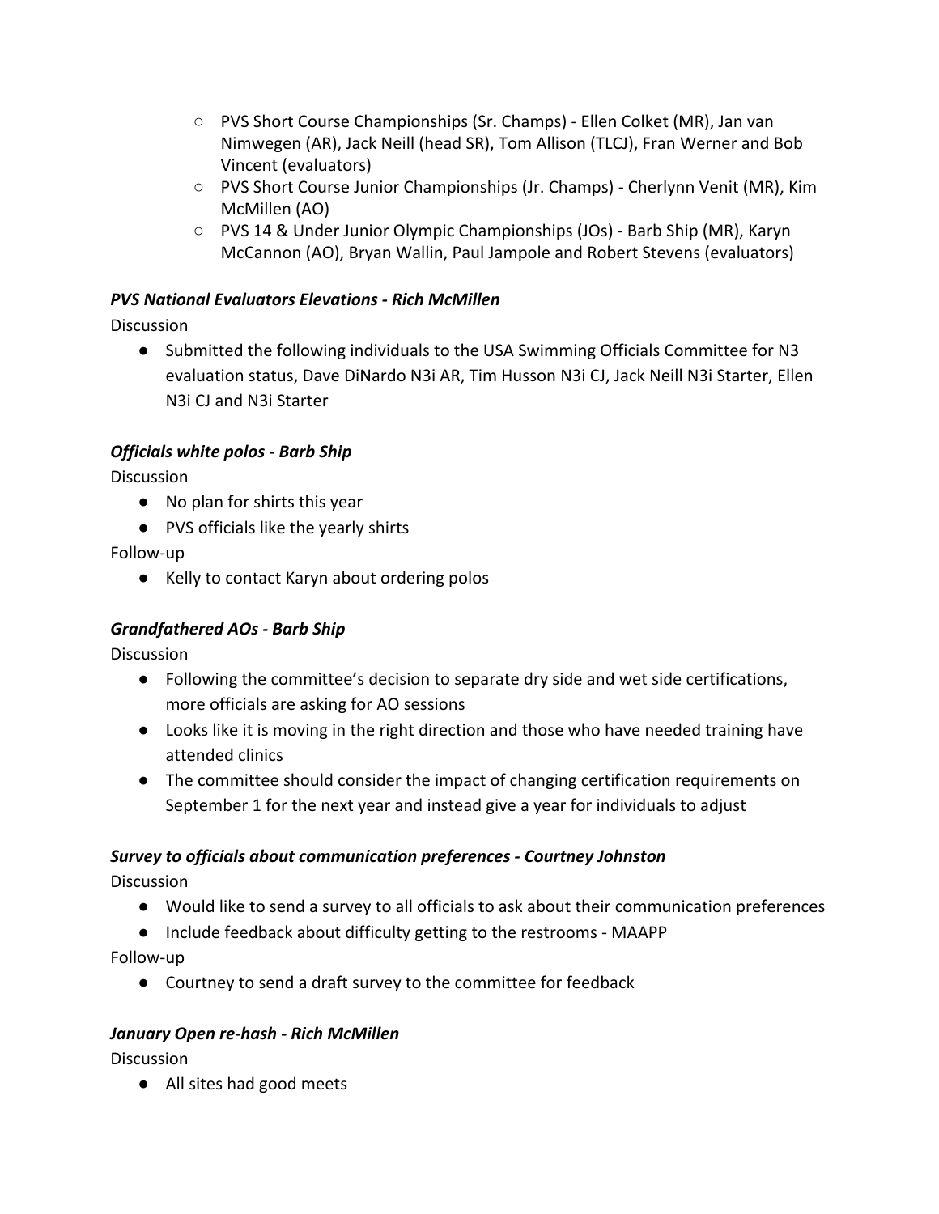- PVS Short Course Championships (Sr. Champs) - Ellen Colket (MR), Jan van Nimwegen (AR), Jack Neill (head SR), Tom Allison (TLCJ), Fran Werner and Bob Vincent (evaluators)
    - PVS Short Course Junior Championships (Jr. Champs) - Cherlynn Venit (MR), Kim McMillen (AO)
    - PVS 14 & Under Junior Olympic Championships (JOs) - Barb Ship (MR), Karyn McCannon (AO), Bryan Wallin, Paul Jampole and Robert Stevens (evaluators)

***PVS National Evaluators Elevations - Rich McMillen***

Discussion

- Submitted the following individuals to the USA Swimming Officials Committee for N3 evaluation status, Dave DiNardo N3i AR, Tim Husson N3i CJ, Jack Neill N3i Starter, Ellen N3i CJ and N3i Starter

***Officials white polos - Barb Ship***

Discussion

- No plan for shirts this year
- PVS officials like the yearly shirts

Follow-up

- Kelly to contact Karyn about ordering polos

***Grandfathered AOs - Barb Ship***

Discussion

- Following the committee's decision to separate dry side and wet side certifications, more officials are asking for AO sessions
- Looks like it is moving in the right direction and those who have needed training have attended clinics
- The committee should consider the impact of changing certification requirements on September 1 for the next year and instead give a year for individuals to adjust

***Survey to officials about communication preferences - Courtney Johnston***

Discussion

- Would like to send a survey to all officials to ask about their communication preferences
- Include feedback about difficulty getting to the restrooms - MAAPP

Follow-up

- Courtney to send a draft survey to the committee for feedback

***January Open re-hash - Rich McMillen***

Discussion

- All sites had good meets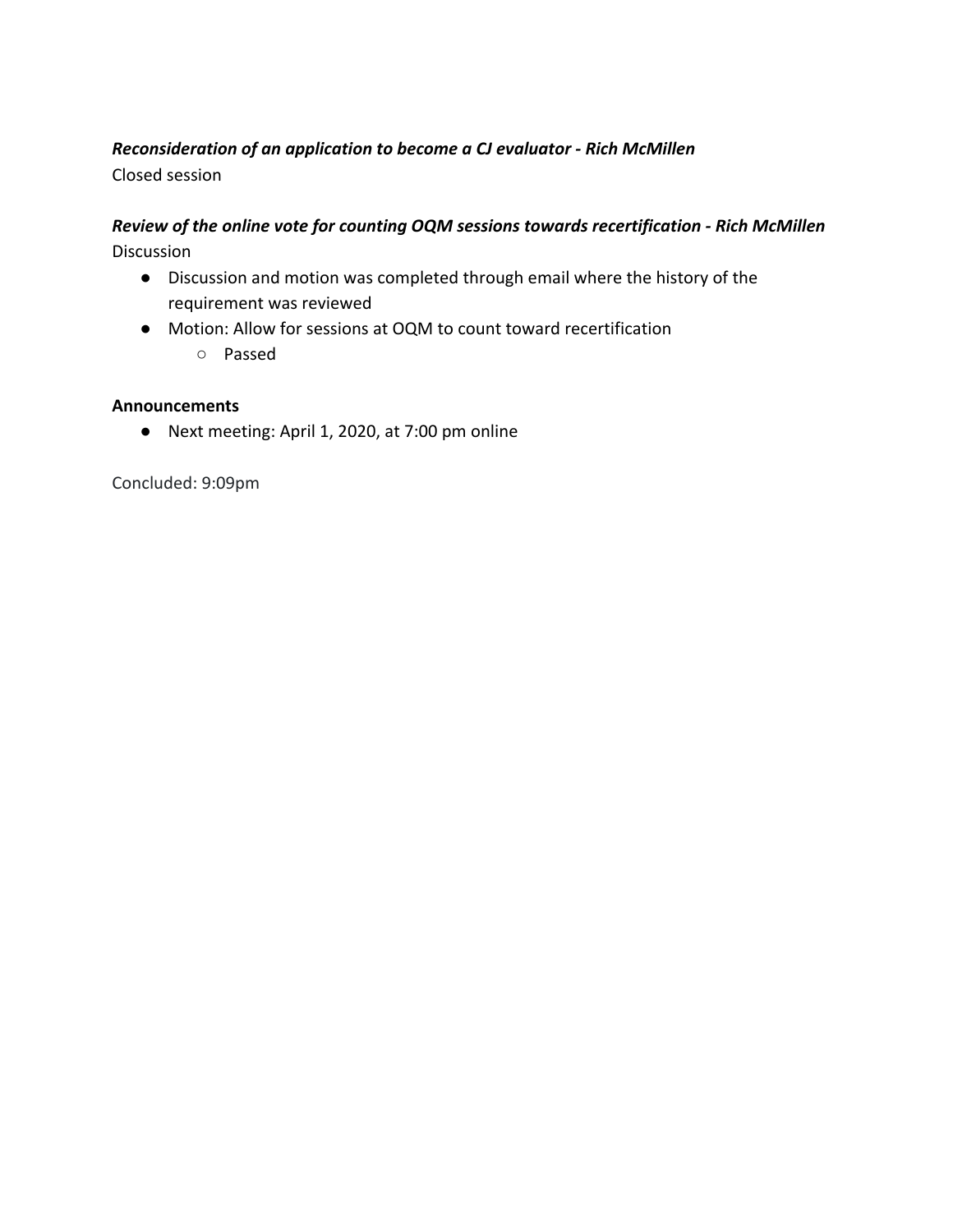***Reconsideration of an application to become a CJ evaluator - Rich McMillen***

Closed session

***Review of the online vote for counting OQM sessions towards recertification - Rich McMillen***

Discussion

- Discussion and motion was completed through email where the history of the requirement was reviewed
- Motion: Allow for sessions at OQM to count toward recertification
    - Passed

**Announcements**

- Next meeting: April 1, 2020, at 7:00 pm online

Concluded: 9:09pm